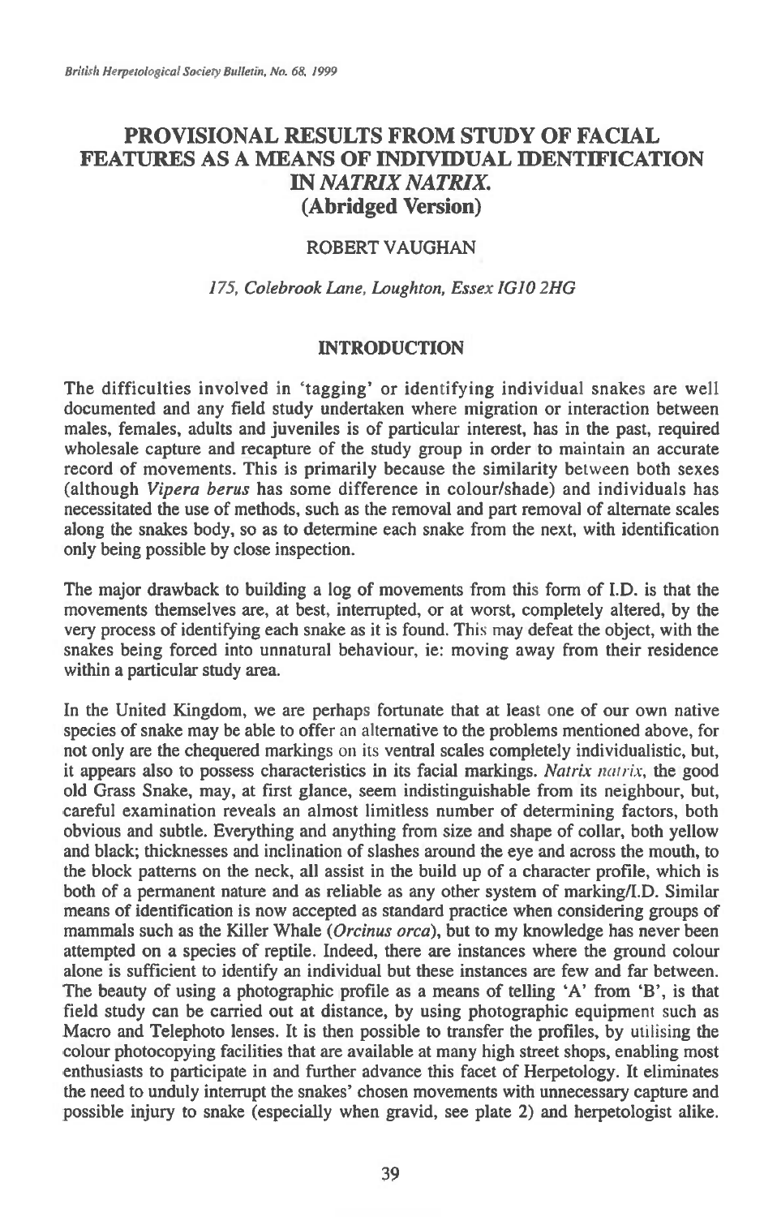# PROVISIONAL RESULTS FROM STUDY OF FACIAL FEATURES AS A MEANS OF INDIVIDUAL IDENTIFICATION IN *NATRIX NATRIX*. (Abridged Version)

ROBERT VAUGHAN

*175, Colebrook Lane, Loughton, Essex IG10 2HG*

## INTRODUCTION

The difficulties involved in 'tagging' or identifying individual snakes are well documented and any field study undertaken where migration or interaction between males, females, adults and juveniles is of particular interest, has in the past, required wholesale capture and recapture of the study group in order to maintain an accurate record of movements. This is primarily because the similarity between both sexes (although *Vipera berus* has some difference in colour/shade) and individuals has necessitated the use of methods, such as the removal and part removal of alternate scales along the snakes body, so as to determine each snake from the next, with identification only being possible by close inspection.

The major drawback to building a log of movements from this form of I.D. is that the movements themselves are, at best, interrupted, or at worst, completely altered, by the very process of identifying each snake as it is found. This may defeat the object, with the snakes being forced into unnatural behaviour, ie: moving away from their residence within a particular study area.

In the United Kingdom, we are perhaps fortunate that at least one of our own native species of snake may be able to offer an alternative to the problems mentioned above, for not only are the chequered markings on its ventral scales completely individualistic, but, it appears also to possess characteristics in its facial markings. *Natrix natrix*, the good old Grass Snake, may, at first glance, seem indistinguishable from its neighbour, but, careful examination reveals an almost limitless number of determining factors, both obvious and subtle. Everything and anything from size and shape of collar, both yellow and black; thicknesses and inclination of slashes around the eye and across the mouth, to the block patterns on the neck, all assist in the build up of a character profile, which is both of a permanent nature and as reliable as any other system of marking/I.D. Similar means of identification is now accepted as standard practice when considering groups of mammals such as the Killer Whale (*Orcinus orca*), but to my knowledge has never been attempted on a species of reptile. Indeed, there are instances where the ground colour alone is sufficient to identify an individual but these instances are few and far between. The beauty of using a photographic profile as a means of telling 'A' from 'B', is that field study can be carried out at distance, by using photographic equipment such as Macro and Telephoto lenses. It is then possible to transfer the profiles, by utilising the colour photocopying facilities that are available at many high street shops, enabling most enthusiasts to participate in and further advance this facet of Herpetology. It eliminates the need to unduly interrupt the snakes' chosen movements with unnecessary capture and possible injury to snake (especially when gravid, see plate 2) and herpetologist alike.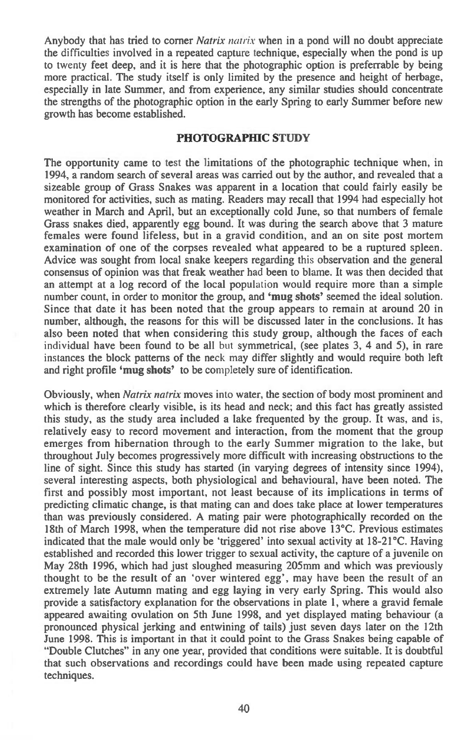Anybody that has tried to corner *Natrix natrix* when in a pond will no doubt appreciate the difficulties involved in a repeated capture technique, especially when the pond is up to twenty feet deep, and it is here that the photographic option is preferrable by being more practical. The study itself is only limited by the presence and height of herbage, especially in late Summer, and from experience, any similar studies should concentrate the strengths of the photographic option in the early Spring to early Summer before new growth has become established.

## PHOTOGRAPHIC STUDY

The opportunity came to test the limitations of the photographic technique when, in 1994, a random search of several areas was carried out by the author, and revealed that a sizeable group of Grass Snakes was apparent in a location that could fairly easily be monitored for activities, such as mating. Readers may recall that 1994 had especially hot weather in March and April, but an exceptionally cold June, so that numbers of female Grass snakes died, apparently egg bound. It was during the search above that 3 mature females were found lifeless, but in a gravid condition, and an on site post mortem examination of one of the corpses revealed what appeared to be a ruptured spleen. Advice was sought from local snake keepers regarding this observation and the general consensus of opinion was that freak weather had been to blame. It was then decided that an attempt at a log record of the local population would require more than a simple number count, in order to monitor the group, and **'mug shots'** seemed the ideal solution. Since that date it has been noted that the group appears to remain at around 20 in number, although, the reasons for this will be discussed later in the conclusions. It has also been noted that when considering this study group, although the faces of each individual have been found to be all but symmetrical, (see plates 3, 4 and 5), in rare instances the block patterns of the neck may differ slightly and would require both left and right profile **'mug shots'** to be completely sure of identification.

Obviously, when *Natrix natrix* moves into water, the section of body most prominent and which is therefore clearly visible, is its head and neck; and this fact has greatly assisted this study, as the study area included a lake frequented by the group. It was, and is, relatively easy to record movement and interaction, from the moment that the group emerges from hibernation through to the early Summer migration to the lake, but throughout July becomes progressively more difficult with increasing obstructions to the line of sight. Since this study has started (in varying degrees of intensity since 1994), several interesting aspects, both physiological and behavioural, have been noted. The first and possibly most important, not least because of its implications in terms of predicting climatic change, is that mating can and does take place at lower temperatures than was previously considered. A mating pair were photographically recorded on the 18th of March 1998, when the temperature did not rise above 13°C. Previous estimates indicated that the male would only be 'triggered' into sexual activity at 18-21°C. Having established and recorded this lower trigger to sexual activity, the capture of a juvenile on May 28th 1996, which had just sloughed measuring 205mm and which was previously thought to be the result of an 'over wintered egg', may have been the result of an extremely late Autumn mating and egg laying in very early Spring. This would also provide a satisfactory explanation for the observations in plate 1, where a gravid female appeared awaiting ovulation on 5th June 1998, and yet displayed mating behaviour (a pronounced physical jerking and entwining of tails) just seven days later on the 12th June 1998. This is important in that it could point to the Grass Snakes being capable of "Double Clutches" in any one year, provided that conditions were suitable. It is doubtful that such observations and recordings could have been made using repeated capture techniques.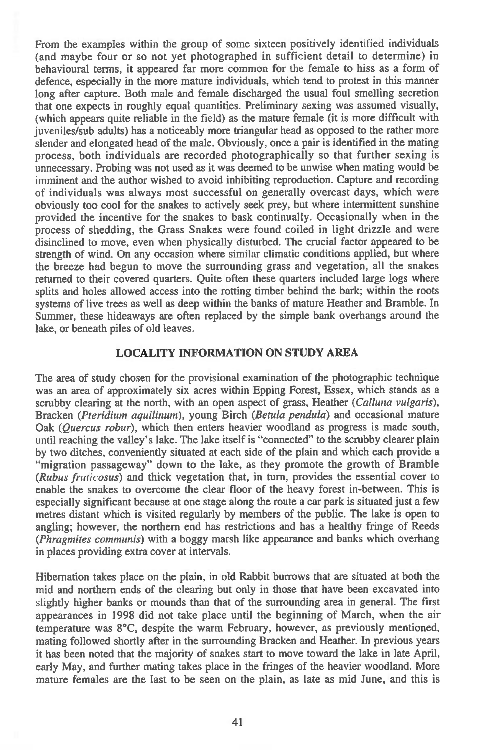From the examples within the group of some sixteen positively identified individuals (and maybe four or so not yet photographed in sufficient detail to determine) in behavioural terms, it appeared far more common for the female to hiss as a form of defence, especially in the more mature individuals, which tend to protest in this manner long after capture. Both male and female discharged the usual foul smelling secretion that one expects in roughly equal quantities. Preliminary sexing was assumed visually, (which appears quite reliable in the field) as the mature female (it is more difficult with juveniles/sub adults) has a noticeably more triangular head as opposed to the rather more slender and elongated head of the male. Obviously, once a pair is identified in the mating process, both individuals are recorded photographically so that further sexing is unnecessary. Probing was not used as it was deemed to be unwise when mating would be imminent and the author wished to avoid inhibiting reproduction. Capture and recording of individuals was always most successful on generally overcast days, which were obviously too cool for the snakes to actively seek prey, but where intermittent sunshine provided the incentive for the snakes to bask continually. Occasionally when in the process of shedding, the Grass Snakes were found coiled in light drizzle and were disinclined to move, even when physically disturbed. The crucial factor appeared to be strength of wind. On any occasion where similar climatic conditions applied, but where the breeze had begun to move the surrounding grass and vegetation, all the snakes returned to their covered quarters. Quite often these quarters included large logs where splits and holes allowed access into the rotting timber behind the bark; within the roots systems of live trees as well as deep within the banks of mature Heather and Bramble. In Summer, these hideaways are often replaced by the simple bank overhangs around the lake, or beneath piles of old leaves.

## LOCALITY INFORMATION ON STUDY AREA

The area of study chosen for the provisional examination of the photographic technique was an area of approximately six acres within Epping Forest, Essex, which stands as a scrubby clearing at the north, with an open aspect of grass, Heather (*Calluna vulgaris*), Bracken (*Pteridium aquilinum*), young Birch (*Betula pendula*) and occasional mature Oak (*Quercus robur*), which then enters heavier woodland as progress is made south, until reaching the valley's lake. The lake itself is "connected" to the scrubby clearer plain by two ditches, conveniently situated at each side of the plain and which each provide a "migration passageway" down to the lake, as they promote the growth of Bramble (*Rubus fruticosus*) and thick vegetation that, in turn, provides the essential cover to enable the snakes to overcome the clear floor of the heavy forest in-between. This is especially significant because at one stage along the route a car park is situated just a few metres distant which is visited regularly by members of the public. The lake is open to angling; however, the northern end has restrictions and has a healthy fringe of Reeds (*Phragmites communis*) with a boggy marsh like appearance and banks which overhang in places providing extra cover at intervals.

Hibernation takes place on the plain, in old Rabbit burrows that are situated at both the mid and northern ends of the clearing but only in those that have been excavated into slightly higher banks or mounds than that of the surrounding area in general. The first appearances in 1998 did not take place until the beginning of March, when the air temperature was 8°C, despite the warm February, however, as previously mentioned, mating followed shortly after in the surrounding Bracken and Heather. In previous years it has been noted that the majority of snakes start to move toward the lake in late April, early May, and further mating takes place in the fringes of the heavier woodland. More mature females are the last to be seen on the plain, as late as mid June, and this is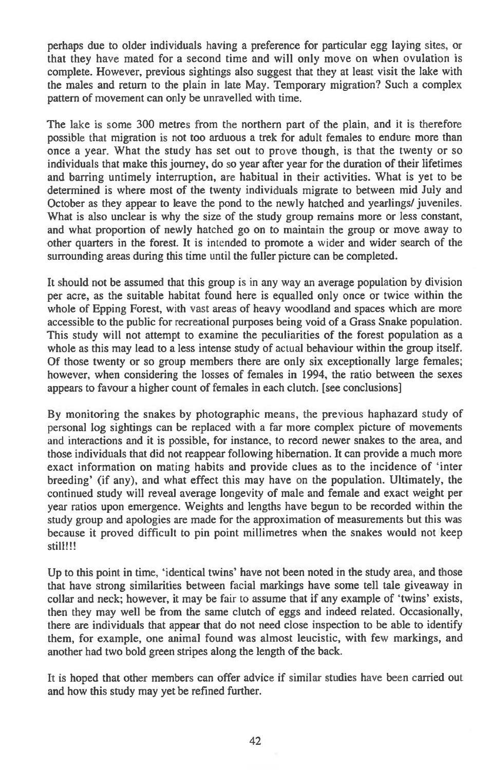perhaps due to older individuals having a preference for particular egg laying sites, or that they have mated for a second time and will only move on when ovulation is complete. However, previous sightings also suggest that they at least visit the lake with the males and return to the plain in late May. Temporary migration? Such a complex pattern of movement can only be unravelled with time.

The lake is some 300 metres from the northern part of the plain, and it is therefore possible that migration is not too arduous a trek for adult females to endure more than once a year. What the study has set out to prove though, is that the twenty or so individuals that make this journey, do so year after year for the duration of their lifetimes and barring untimely interruption, are habitual in their activities. What is yet to be determined is where most of the twenty individuals migrate to between mid July and October as they appear to leave the pond to the newly hatched and yearlings/ juveniles. What is also unclear is why the size of the study group remains more or less constant, and what proportion of newly hatched go on to maintain the group or move away to other quarters in the forest. It is intended to promote a wider and wider search of the surrounding areas during this time until the fuller picture can be completed.

It should not be assumed that this group is in any way an average population by division per acre, as the suitable habitat found here is equalled only once or twice within the whole of Epping Forest, with vast areas of heavy woodland and spaces which are more accessible to the public for recreational purposes being void of a Grass Snake population. This study will not attempt to examine the peculiarities of the forest population as a whole as this may lead to a less intense study of actual behaviour within the group itself. Of those twenty or so group members there are only six exceptionally large females; however, when considering the losses of females in 1994, the ratio between the sexes appears to favour a higher count of females in each clutch. [see conclusions]

By monitoring the snakes by photographic means, the previous haphazard study of personal log sightings can be replaced with a far more complex picture of movements and interactions and it is possible, for instance, to record newer snakes to the area, and those individuals that did not reappear following hibernation. It can provide a much more exact information on mating habits and provide clues as to the incidence of 'inter breeding' (if any), and what effect this may have on the population. Ultimately, the continued study will reveal average longevity of male and female and exact weight per year ratios upon emergence. Weights and lengths have begun to be recorded within the study group and apologies are made for the approximation of measurements but this was because it proved difficult to pin point millimetres when the snakes would not keep still!!!

Up to this point in time, 'identical twins' have not been noted in the study area, and those that have strong similarities between facial markings have some tell tale giveaway in collar and neck; however, it may be fair to assume that if any example of 'twins' exists, then they may well be from the same clutch of eggs and indeed related. Occasionally, there are individuals that appear that do not need close inspection to be able to identify them, for example, one animal found was almost leucistic, with few markings, and another had two bold green stripes along the length of the back.

It is hoped that other members can offer advice if similar studies have been carried out and how this study may yet be refined further.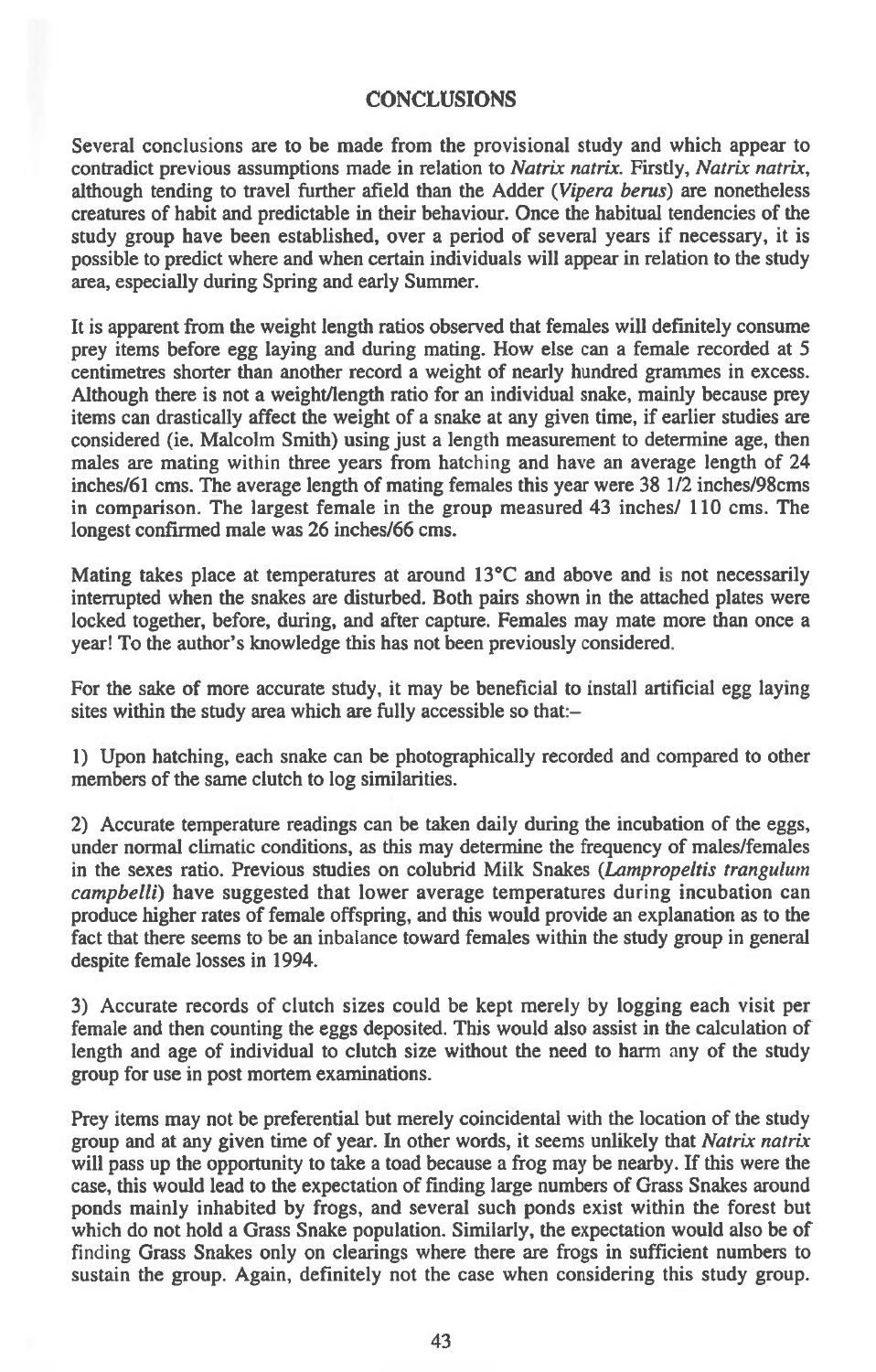## CONCLUSIONS

Several conclusions are to be made from the provisional study and which appear to contradict previous assumptions made in relation to *Natrix natrix*. Firstly, *Natrix natrix*, although tending to travel further afield than the Adder (*Vipera berus*) are nonetheless creatures of habit and predictable in their behaviour. Once the habitual tendencies of the study group have been established, over a period of several years if necessary, it is possible to predict where and when certain individuals will appear in relation to the study area, especially during Spring and early Summer.

It is apparent from the weight length ratios observed that females will definitely consume prey items before egg laying and during mating. How else can a female recorded at 5 centimetres shorter than another record a weight of nearly hundred grammes in excess. Although there is not a weight/length ratio for an individual snake, mainly because prey items can drastically affect the weight of a snake at any given time, if earlier studies are considered (ie. Malcolm Smith) using just a length measurement to determine age, then males are mating within three years from hatching and have an average length of 24 inches/61 cms. The average length of mating females this year were 38 1/2 inches/98cms in comparison. The largest female in the group measured 43 inches/ 110 cms. The longest confirmed male was 26 inches/66 cms.

Mating takes place at temperatures at around 13°C and above and is not necessarily interrupted when the snakes are disturbed. Both pairs shown in the attached plates were locked together, before, during, and after capture. Females may mate more than once a year! To the author's knowledge this has not been previously considered.

For the sake of more accurate study, it may be beneficial to install artificial egg laying sites within the study area which are fully accessible so that:–

1) Upon hatching, each snake can be photographically recorded and compared to other members of the same clutch to log similarities.

2) Accurate temperature readings can be taken daily during the incubation of the eggs, under normal climatic conditions, as this may determine the frequency of males/females in the sexes ratio. Previous studies on colubrid Milk Snakes (*Lampropeltis trangulum campbelli*) have suggested that lower average temperatures during incubation can produce higher rates of female offspring, and this would provide an explanation as to the fact that there seems to be an inbalance toward females within the study group in general despite female losses in 1994.

3) Accurate records of clutch sizes could be kept merely by logging each visit per female and then counting the eggs deposited. This would also assist in the calculation of length and age of individual to clutch size without the need to harm any of the study group for use in post mortem examinations.

Prey items may not be preferential but merely coincidental with the location of the study group and at any given time of year. In other words, it seems unlikely that *Natrix natrix* will pass up the opportunity to take a toad because a frog may be nearby. If this were the case, this would lead to the expectation of finding large numbers of Grass Snakes around ponds mainly inhabited by frogs, and several such ponds exist within the forest but which do not hold a Grass Snake population. Similarly, the expectation would also be of finding Grass Snakes only on clearings where there are frogs in sufficient numbers to sustain the group. Again, definitely not the case when considering this study group.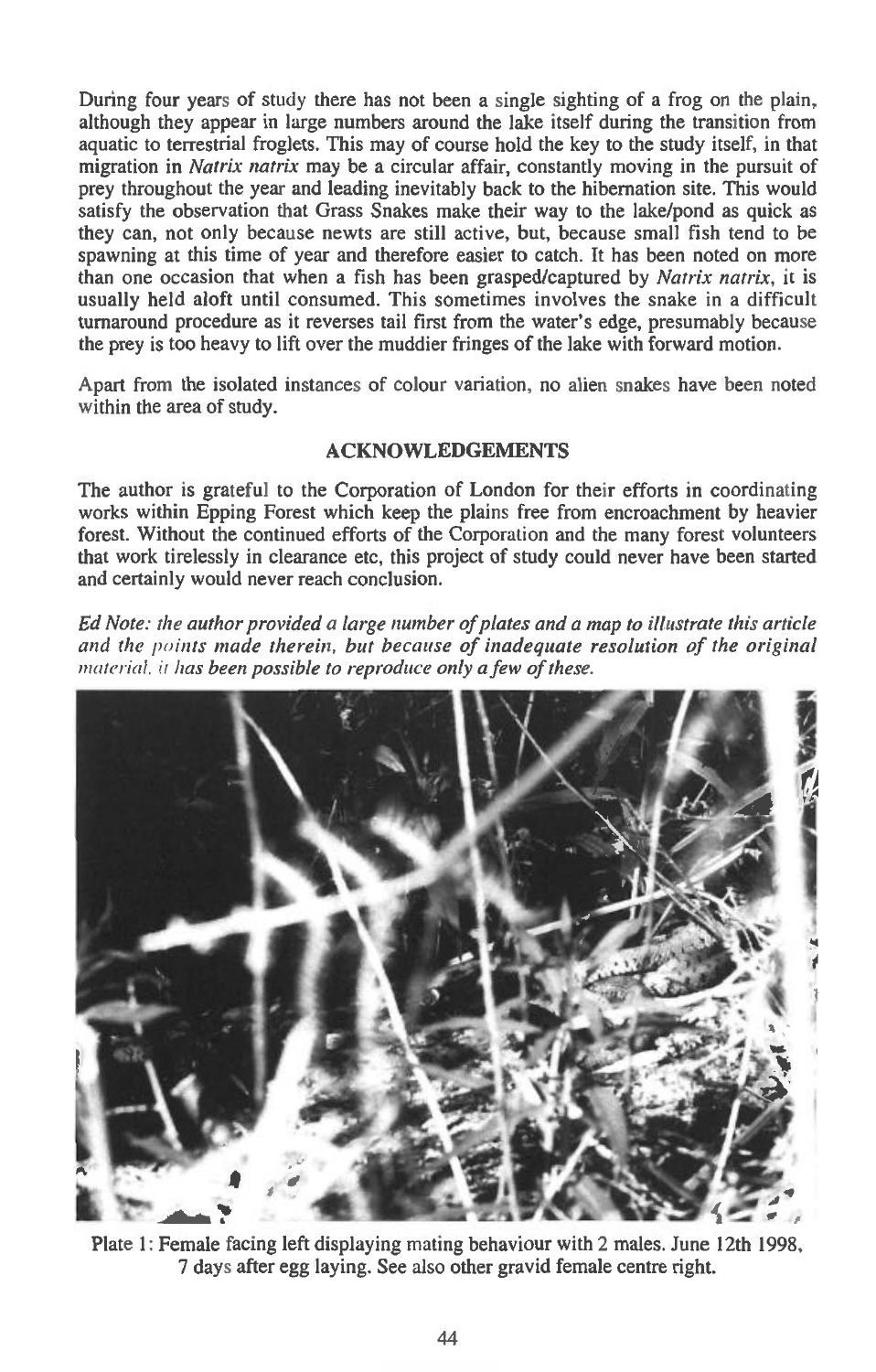During four years of study there has not been a single sighting of a frog on the plain, although they appear in large numbers around the lake itself during the transition from aquatic to terrestrial froglets. This may of course hold the key to the study itself, in that migration in *Natrix natrix* may be a circular affair, constantly moving in the pursuit of prey throughout the year and leading inevitably back to the hibernation site. This would satisfy the observation that Grass Snakes make their way to the lake/pond as quick as they can, not only because newts are still active, but, because small fish tend to be spawning at this time of year and therefore easier to catch. It has been noted on more than one occasion that when a fish has been grasped/captured by *Natrix natrix*, it is usually held aloft until consumed. This sometimes involves the snake in a difficult turnaround procedure as it reverses tail first from the water's edge, presumably because the prey is too heavy to lift over the muddier fringes of the lake with forward motion.

Apart from the isolated instances of colour variation, no alien snakes have been noted within the area of study.

## ACKNOWLEDGEMENTS

The author is grateful to the Corporation of London for their efforts in coordinating works within Epping Forest which keep the plains free from encroachment by heavier forest. Without the continued efforts of the Corporation and the many forest volunteers that work tirelessly in clearance etc, this project of study could never have been started and certainly would never reach conclusion.

*Ed Note: the author provided a large number of plates and a map to illustrate this article and the points made therein, but because of inadequate resolution of the original material, it has been possible to reproduce only a few of these.*

Plate 1: Female facing left displaying mating behaviour with 2 males. June 12th 1998, 7 days after egg laying. See also other gravid female centre right.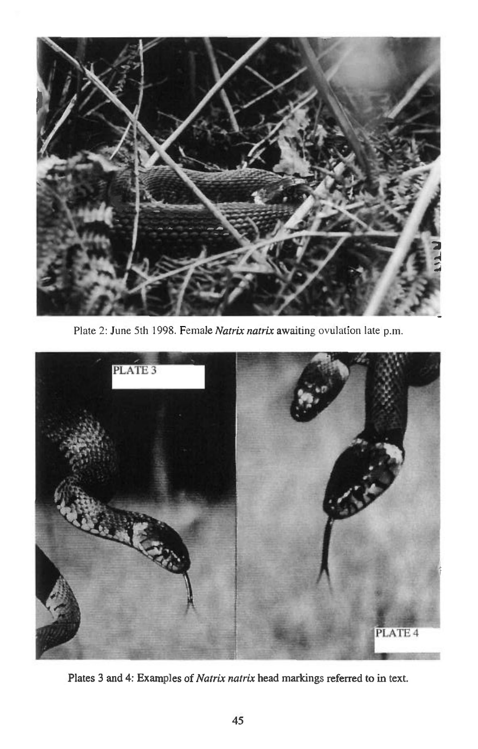Plate 2: June 5th 1998. Female *Natrix natrix* awaiting ovulation late p.m.

PLATE 3

PLATE 4

**Plates 3 and 4: Examples of *Natrix natrix* head markings referred to in text.**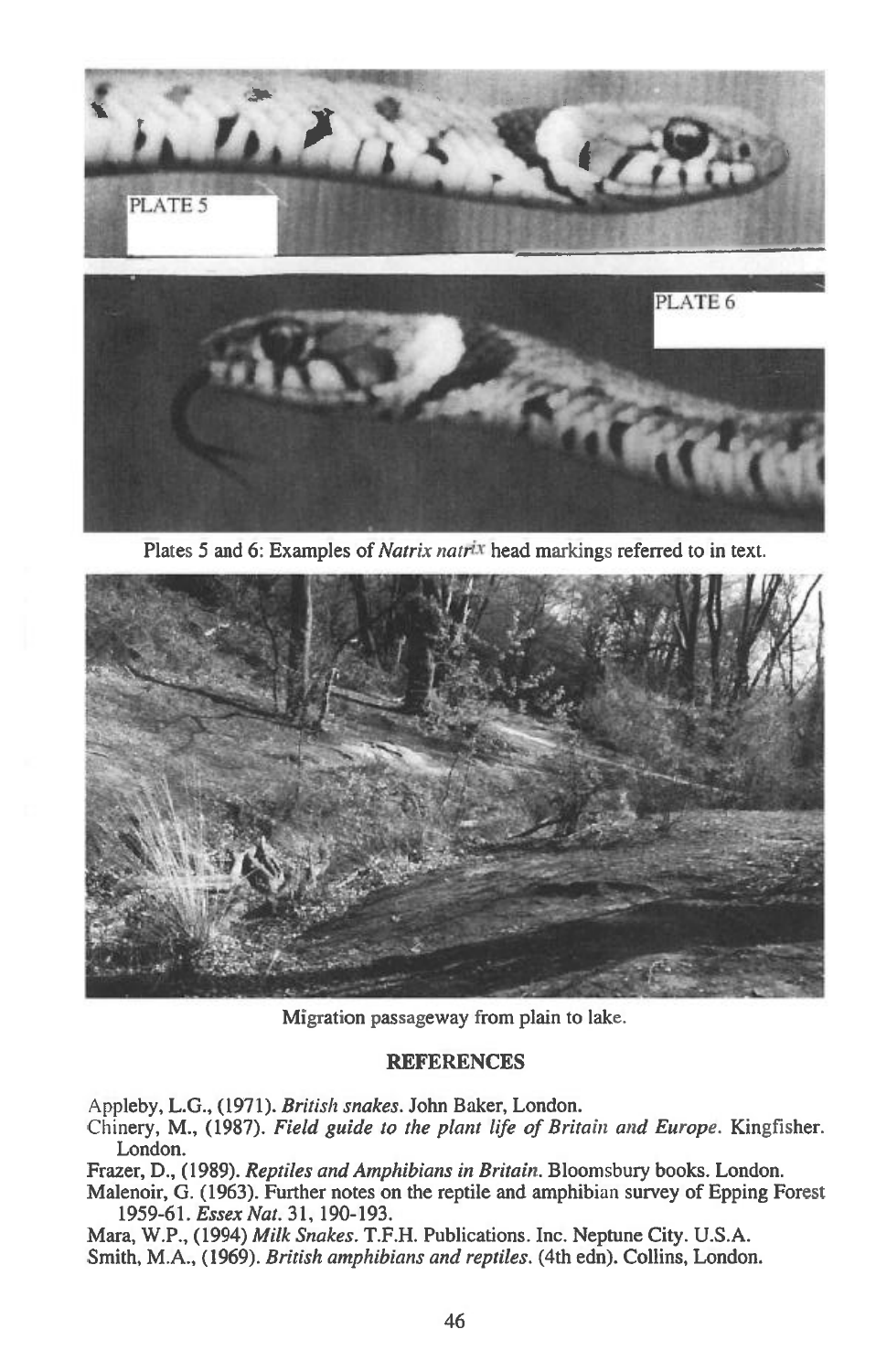PLATE 5

PLATE 6

Plates 5 and 6: Examples of *Natrix natrix* head markings referred to in text.

Migration passageway from plain to lake.

## REFERENCES

Appleby, L.G., (1971). *British snakes*. John Baker, London.

Chinery, M., (1987). *Field guide to the plant life of Britain and Europe*. Kingfisher. London.

Frazer, D., (1989). *Reptiles and Amphibians in Britain*. Bloomsbury books. London.

Malenoir, G. (1963). Further notes on the reptile and amphibian survey of Epping Forest 1959-61. *Essex Nat.* 31, 190-193.

Mara, W.P., (1994) *Milk Snakes*. T.F.H. Publications. Inc. Neptune City. U.S.A.

Smith, M.A., (1969). *British amphibians and reptiles*. (4th edn). Collins, London.